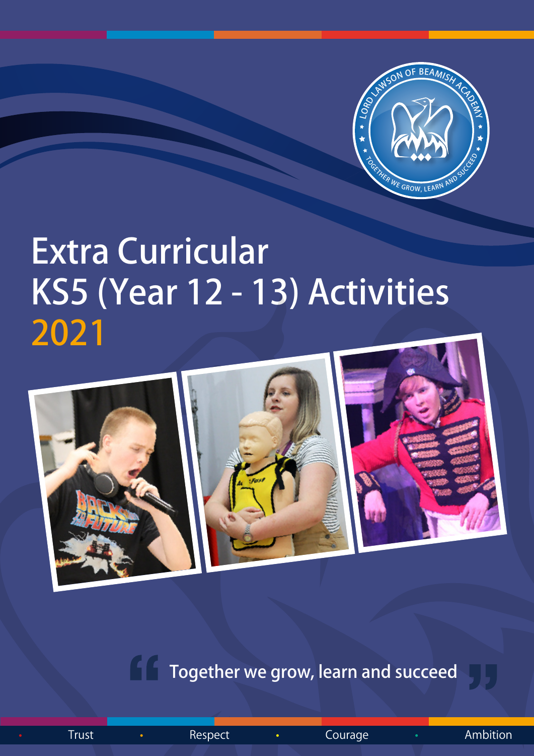LORD LAWSON OF BEAMISH ACADEMY

TOGETHER WE GROW, LEARN AND SUCCEED

# Extra Curricular KS5 (Year 12 - 13) Activities 2021

"Together we grow, learn and succeed"

Trust • Respect • Courage • Ambition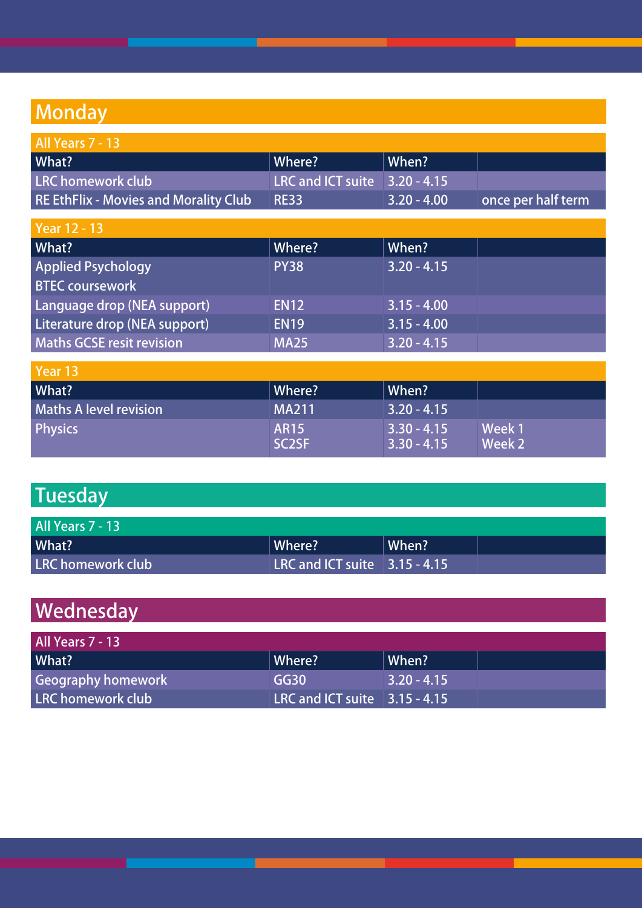# Monday

## All Years 7 - 13

| What? | Where? | When? | |
|---|---|---|---|
| LRC homework club | LRC and ICT suite | 3.20 - 4.15 | |
| RE EthFlix - Movies and Morality Club | RE33 | 3.20 - 4.00 | once per half term |

## Year 12 - 13

| What? | Where? | When? | |
|---|---|---|---|
| Applied Psychology BTEC coursework | PY38 | 3.20 - 4.15 | |
| Language drop (NEA support) | EN12 | 3.15 - 4.00 | |
| Literature drop (NEA support) | EN19 | 3.15 - 4.00 | |
| Maths GCSE resit revision | MA25 | 3.20 - 4.15 | |

## Year 13

| What? | Where? | When? | |
|---|---|---|---|
| Maths A level revision | MA211 | 3.20 - 4.15 | |
| Physics | AR15<br>SC2SF | 3.30 - 4.15<br>3.30 - 4.15 | Week 1<br>Week 2 |

# Tuesday

## All Years 7 - 13

| What? | Where? | When? | |
|---|---|---|---|
| LRC homework club | LRC and ICT suite | 3.15 - 4.15 | |

# Wednesday

## All Years 7 - 13

| What? | Where? | When? | |
|---|---|---|---|
| Geography homework | GG30 | 3.20 - 4.15 | |
| LRC homework club | LRC and ICT suite | 3.15 - 4.15 | |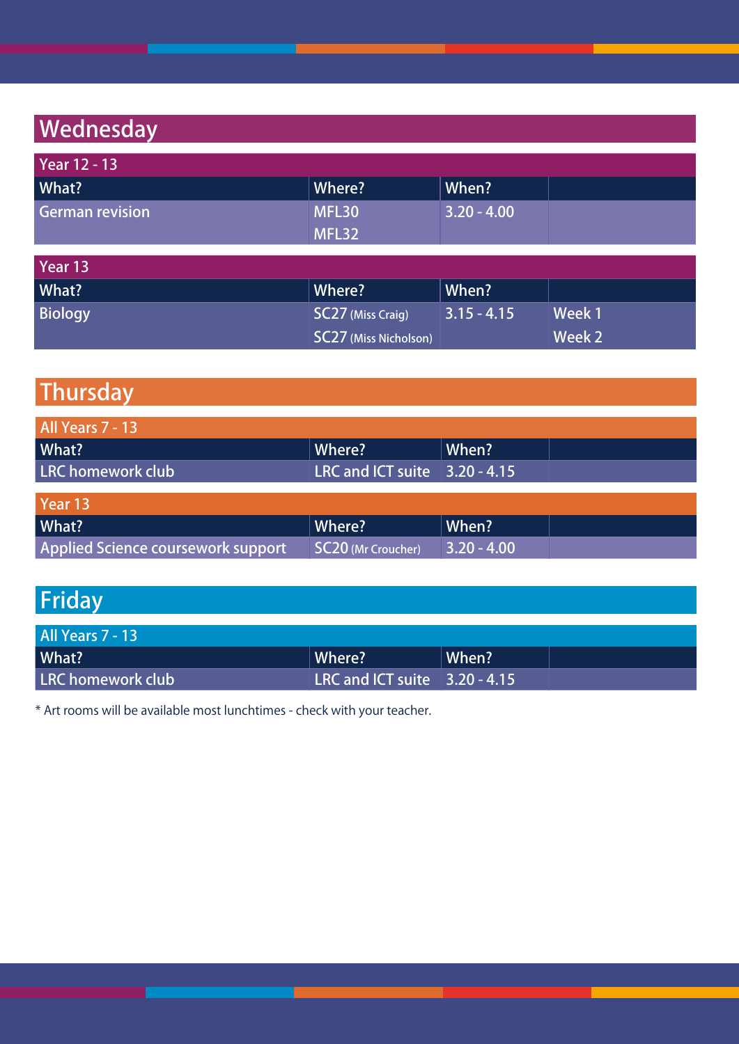## Wednesday

### Year 12 - 13

| What? | Where? | When? | |
|---|---|---|---|
| German revision | MFL30<br>MFL32 | 3.20 - 4.00 | |

### Year 13

| What? | Where? | When? | |
|---|---|---|---|
| Biology | SC27 (Miss Craig)<br>SC27 (Miss Nicholson) | 3.15 - 4.15 | Week 1<br>Week 2 |

## Thursday

### All Years 7 - 13

| What? | Where? | When? | |
|---|---|---|---|
| LRC homework club | LRC and ICT suite | 3.20 - 4.15 | |

### Year 13

| What? | Where? | When? | |
|---|---|---|---|
| Applied Science coursework support | SC20 (Mr Croucher) | 3.20 - 4.00 | |

## Friday

### All Years 7 - 13

| What? | Where? | When? | |
|---|---|---|---|
| LRC homework club | LRC and ICT suite | 3.20 - 4.15 | |

* Art rooms will be available most lunchtimes - check with your teacher.